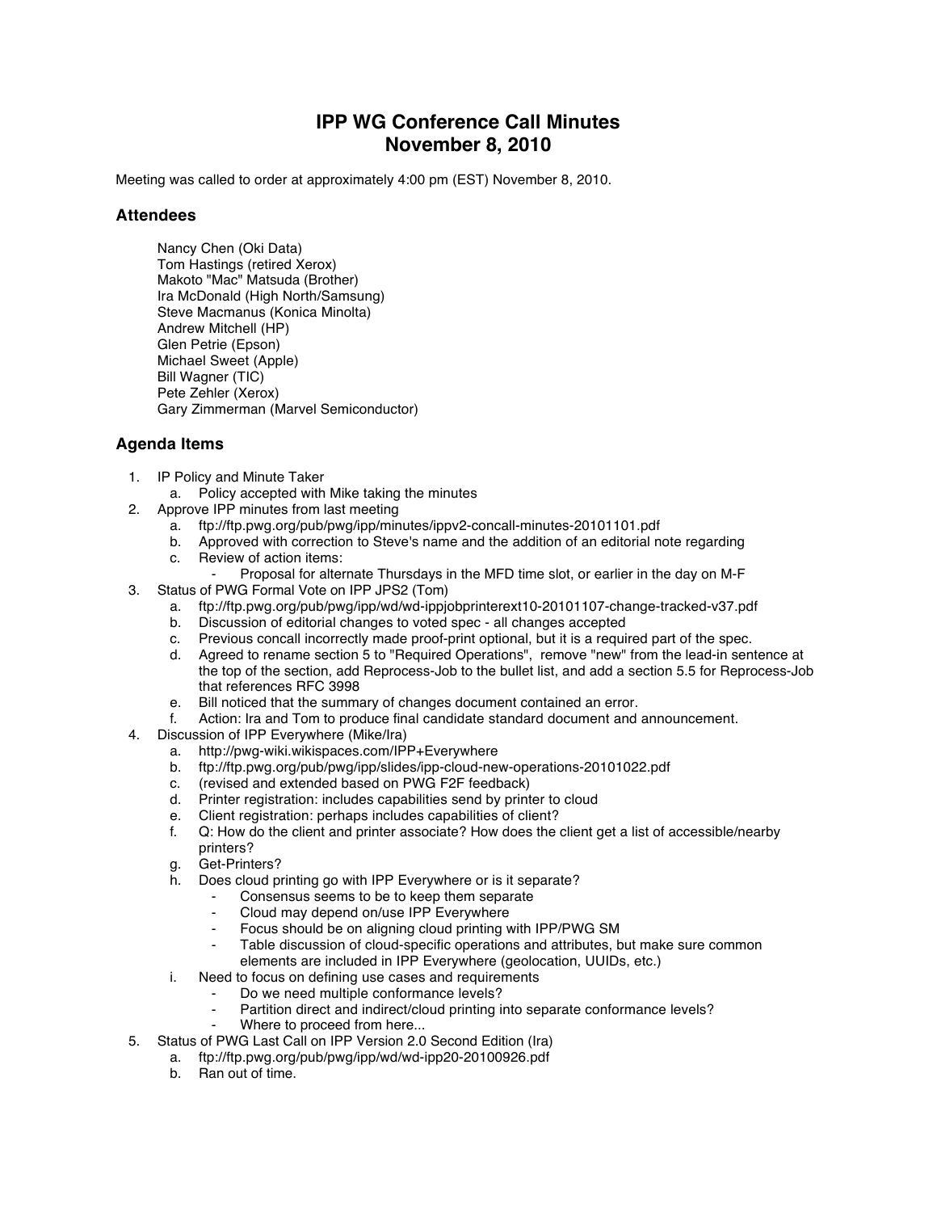# IPP WG Conference Call Minutes
# November 8, 2010

Meeting was called to order at approximately 4:00 pm (EST) November 8, 2010.

## Attendees

Nancy Chen (Oki Data)
Tom Hastings (retired Xerox)
Makoto "Mac" Matsuda (Brother)
Ira McDonald (High North/Samsung)
Steve Macmanus (Konica Minolta)
Andrew Mitchell (HP)
Glen Petrie (Epson)
Michael Sweet (Apple)
Bill Wagner (TIC)
Pete Zehler (Xerox)
Gary Zimmerman (Marvel Semiconductor)

## Agenda Items

1. IP Policy and Minute Taker
   a. Policy accepted with Mike taking the minutes
2. Approve IPP minutes from last meeting
   a. ftp://ftp.pwg.org/pub/pwg/ipp/minutes/ippv2-concall-minutes-20101101.pdf
   b. Approved with correction to Steve's name and the addition of an editorial note regarding
   c. Review of action items:
      - Proposal for alternate Thursdays in the MFD time slot, or earlier in the day on M-F
3. Status of PWG Formal Vote on IPP JPS2 (Tom)
   a. ftp://ftp.pwg.org/pub/pwg/ipp/wd/wd-ippjobprinterext10-20101107-change-tracked-v37.pdf
   b. Discussion of editorial changes to voted spec - all changes accepted
   c. Previous concall incorrectly made proof-print optional, but it is a required part of the spec.
   d. Agreed to rename section 5 to "Required Operations", remove "new" from the lead-in sentence at the top of the section, add Reprocess-Job to the bullet list, and add a section 5.5 for Reprocess-Job that references RFC 3998
   e. Bill noticed that the summary of changes document contained an error.
   f. Action: Ira and Tom to produce final candidate standard document and announcement.
4. Discussion of IPP Everywhere (Mike/Ira)
   a. http://pwg-wiki.wikispaces.com/IPP+Everywhere
   b. ftp://ftp.pwg.org/pub/pwg/ipp/slides/ipp-cloud-new-operations-20101022.pdf
   c. (revised and extended based on PWG F2F feedback)
   d. Printer registration: includes capabilities send by printer to cloud
   e. Client registration: perhaps includes capabilities of client?
   f. Q: How do the client and printer associate? How does the client get a list of accessible/nearby printers?
   g. Get-Printers?
   h. Does cloud printing go with IPP Everywhere or is it separate?
      - Consensus seems to be to keep them separate
      - Cloud may depend on/use IPP Everywhere
      - Focus should be on aligning cloud printing with IPP/PWG SM
      - Table discussion of cloud-specific operations and attributes, but make sure common elements are included in IPP Everywhere (geolocation, UUIDs, etc.)
   i. Need to focus on defining use cases and requirements
      - Do we need multiple conformance levels?
      - Partition direct and indirect/cloud printing into separate conformance levels?
      - Where to proceed from here...
5. Status of PWG Last Call on IPP Version 2.0 Second Edition (Ira)
   a. ftp://ftp.pwg.org/pub/pwg/ipp/wd/wd-ipp20-20100926.pdf
   b. Ran out of time.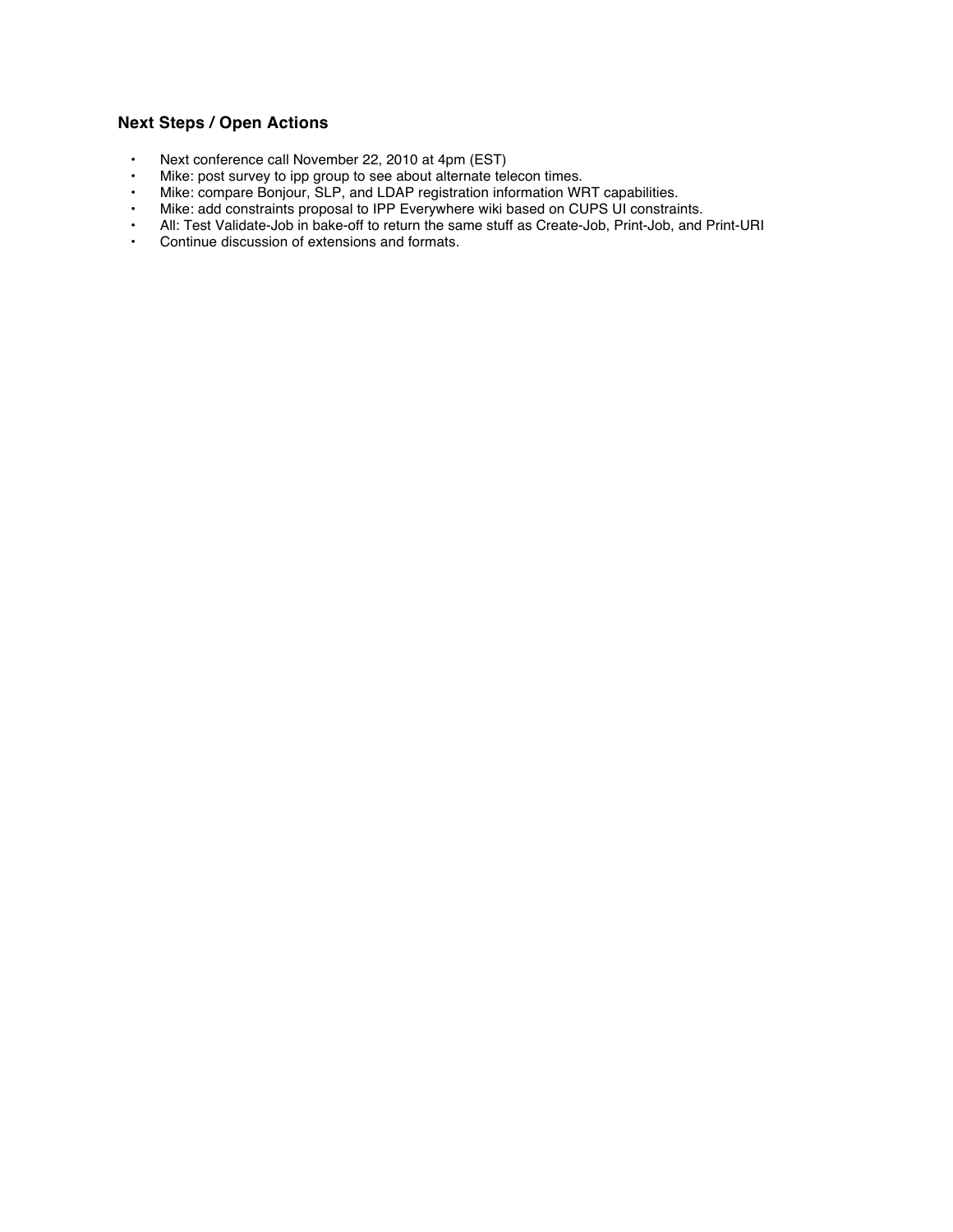### Next Steps / Open Actions

- Next conference call November 22, 2010 at 4pm (EST)
- Mike: post survey to ipp group to see about alternate telecon times.
- Mike: compare Bonjour, SLP, and LDAP registration information WRT capabilities.
- Mike: add constraints proposal to IPP Everywhere wiki based on CUPS UI constraints.
- All: Test Validate-Job in bake-off to return the same stuff as Create-Job, Print-Job, and Print-URI
- Continue discussion of extensions and formats.